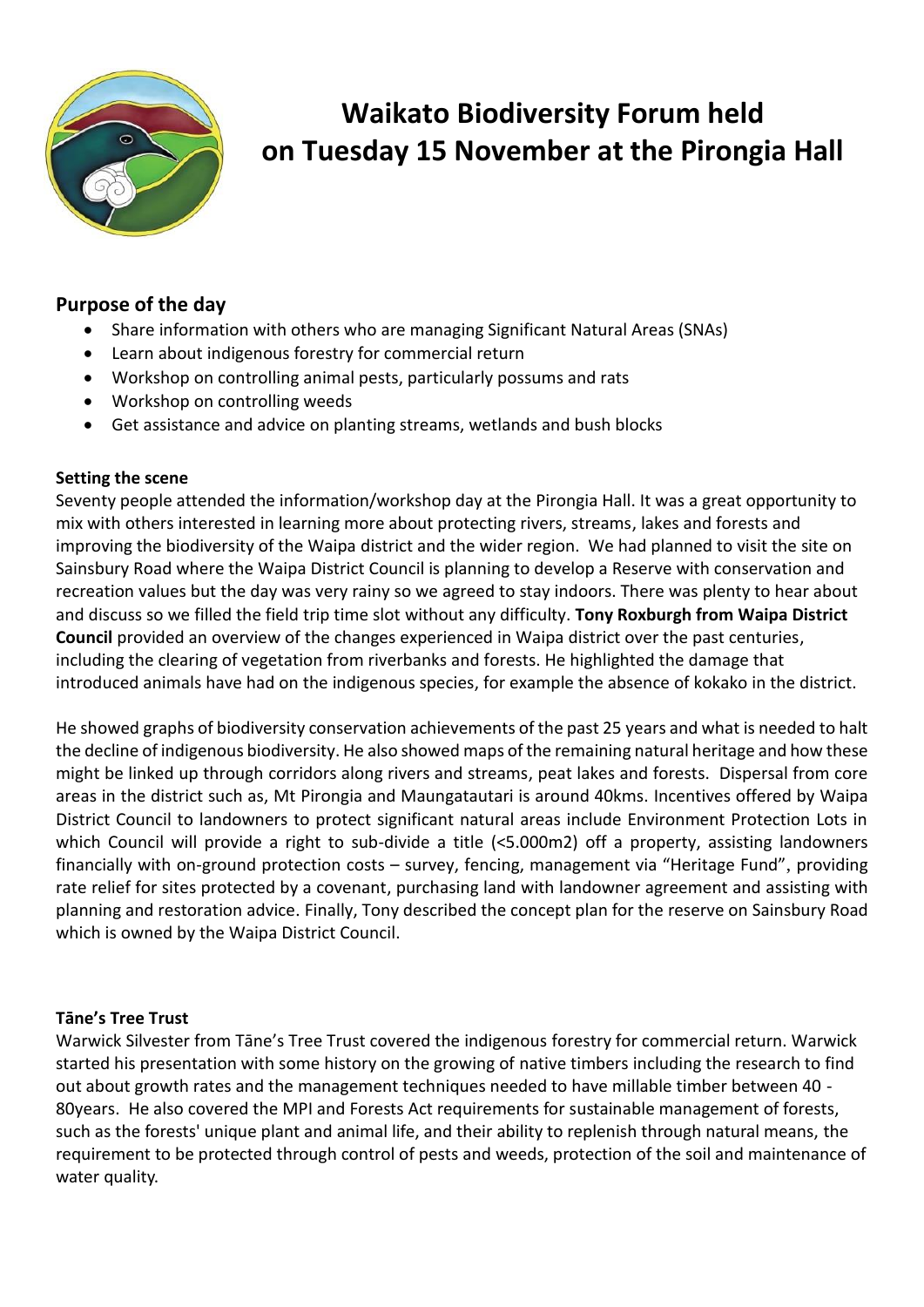# Waikato Biodiversity Forum held on Tuesday 15 November at the Pirongia Hall

## Purpose of the day

- Share information with others who are managing Significant Natural Areas (SNAs)
- Learn about indigenous forestry for commercial return
- Workshop on controlling animal pests, particularly possums and rats
- Workshop on controlling weeds
- Get assistance and advice on planting streams, wetlands and bush blocks

### Setting the scene

Seventy people attended the information/workshop day at the Pirongia Hall. It was a great opportunity to mix with others interested in learning more about protecting rivers, streams, lakes and forests and improving the biodiversity of the Waipa district and the wider region. We had planned to visit the site on Sainsbury Road where the Waipa District Council is planning to develop a Reserve with conservation and recreation values but the day was very rainy so we agreed to stay indoors. There was plenty to hear about and discuss so we filled the field trip time slot without any difficulty. **Tony Roxburgh from Waipa District Council** provided an overview of the changes experienced in Waipa district over the past centuries, including the clearing of vegetation from riverbanks and forests. He highlighted the damage that introduced animals have had on the indigenous species, for example the absence of kokako in the district.

He showed graphs of biodiversity conservation achievements of the past 25 years and what is needed to halt the decline of indigenous biodiversity. He also showed maps of the remaining natural heritage and how these might be linked up through corridors along rivers and streams, peat lakes and forests. Dispersal from core areas in the district such as, Mt Pirongia and Maungatautari is around 40kms. Incentives offered by Waipa District Council to landowners to protect significant natural areas include Environment Protection Lots in which Council will provide a right to sub-divide a title (<5.000m2) off a property, assisting landowners financially with on-ground protection costs – survey, fencing, management via "Heritage Fund", providing rate relief for sites protected by a covenant, purchasing land with landowner agreement and assisting with planning and restoration advice. Finally, Tony described the concept plan for the reserve on Sainsbury Road which is owned by the Waipa District Council.

### Tāne's Tree Trust

Warwick Silvester from Tāne's Tree Trust covered the indigenous forestry for commercial return. Warwick started his presentation with some history on the growing of native timbers including the research to find out about growth rates and the management techniques needed to have millable timber between 40 - 80years. He also covered the MPI and Forests Act requirements for sustainable management of forests, such as the forests' unique plant and animal life, and their ability to replenish through natural means, the requirement to be protected through control of pests and weeds, protection of the soil and maintenance of water quality.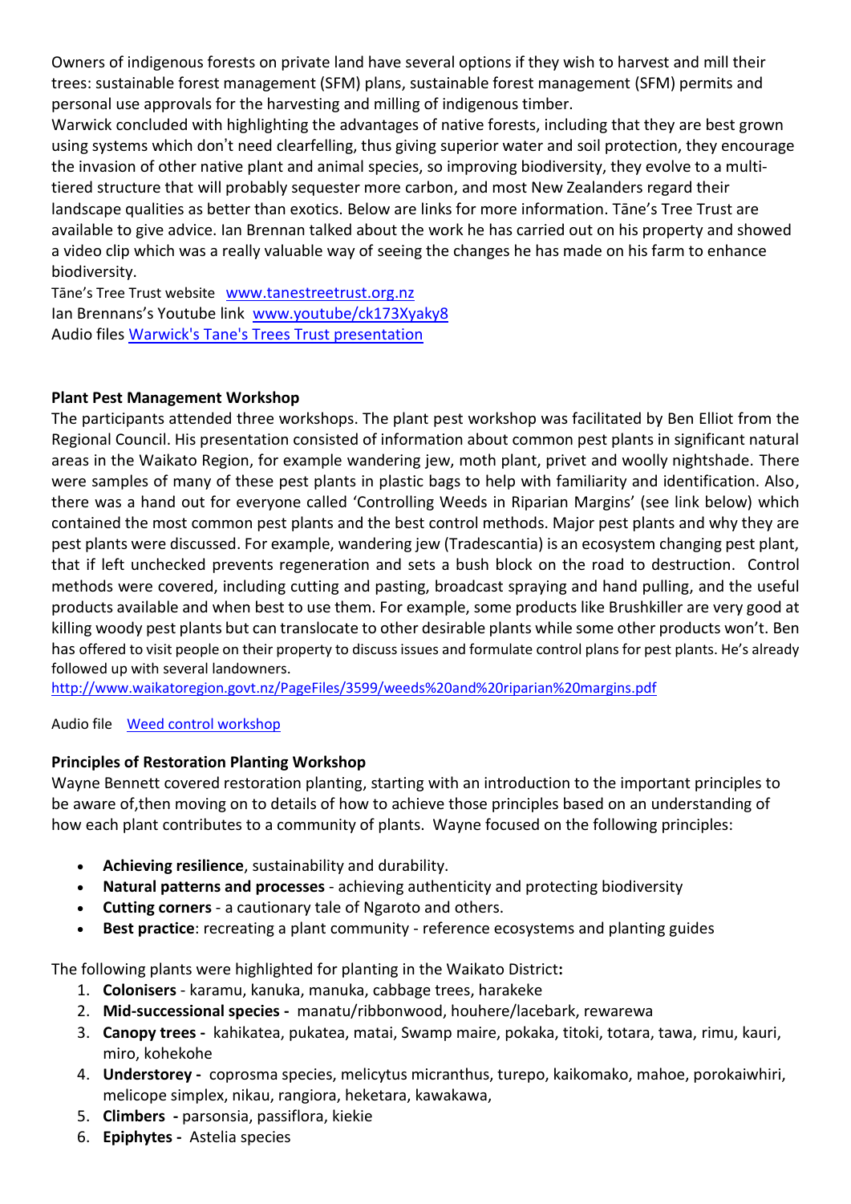Owners of indigenous forests on private land have several options if they wish to harvest and mill their trees: sustainable forest management (SFM) plans, sustainable forest management (SFM) permits and personal use approvals for the harvesting and milling of indigenous timber.

Warwick concluded with highlighting the advantages of native forests, including that they are best grown using systems which don't need clearfelling, thus giving superior water and soil protection, they encourage the invasion of other native plant and animal species, so improving biodiversity, they evolve to a multi-tiered structure that will probably sequester more carbon, and most New Zealanders regard their landscape qualities as better than exotics. Below are links for more information. Tāne's Tree Trust are available to give advice. Ian Brennan talked about the work he has carried out on his property and showed a video clip which was a really valuable way of seeing the changes he has made on his farm to enhance biodiversity.

Tāne's Tree Trust website www.tanestreetrust.org.nz
Ian Brennans's Youtube link www.youtube/ck173Xyaky8
Audio files Warwick's Tane's Trees Trust presentation

**Plant Pest Management Workshop**

The participants attended three workshops. The plant pest workshop was facilitated by Ben Elliot from the Regional Council. His presentation consisted of information about common pest plants in significant natural areas in the Waikato Region, for example wandering jew, moth plant, privet and woolly nightshade. There were samples of many of these pest plants in plastic bags to help with familiarity and identification. Also, there was a hand out for everyone called 'Controlling Weeds in Riparian Margins' (see link below) which contained the most common pest plants and the best control methods. Major pest plants and why they are pest plants were discussed. For example, wandering jew (Tradescantia) is an ecosystem changing pest plant, that if left unchecked prevents regeneration and sets a bush block on the road to destruction. Control methods were covered, including cutting and pasting, broadcast spraying and hand pulling, and the useful products available and when best to use them. For example, some products like Brushkiller are very good at killing woody pest plants but can translocate to other desirable plants while some other products won't. Ben has offered to visit people on their property to discuss issues and formulate control plans for pest plants. He's already followed up with several landowners.

http://www.waikatoregion.govt.nz/PageFiles/3599/weeds%20and%20riparian%20margins.pdf

Audio file Weed control workshop

**Principles of Restoration Planting Workshop**

Wayne Bennett covered restoration planting, starting with an introduction to the important principles to be aware of,then moving on to details of how to achieve those principles based on an understanding of how each plant contributes to a community of plants. Wayne focused on the following principles:

- **Achieving resilience**, sustainability and durability.
- **Natural patterns and processes** - achieving authenticity and protecting biodiversity
- **Cutting corners** - a cautionary tale of Ngaroto and others.
- **Best practice**: recreating a plant community - reference ecosystems and planting guides

The following plants were highlighted for planting in the Waikato District**:**

1. **Colonisers** - karamu, kanuka, manuka, cabbage trees, harakeke
2. **Mid-successional species -** manatu/ribbonwood, houhere/lacebark, rewarewa
3. **Canopy trees -** kahikatea, pukatea, matai, Swamp maire, pokaka, titoki, totara, tawa, rimu, kauri, miro, kohekohe
4. **Understorey -** coprosma species, melicytus micranthus, turepo, kaikomako, mahoe, porokaiwhiri, melicope simplex, nikau, rangiora, heketara, kawakawa,
5. **Climbers -** parsonsia, passiflora, kiekie
6. **Epiphytes -** Astelia species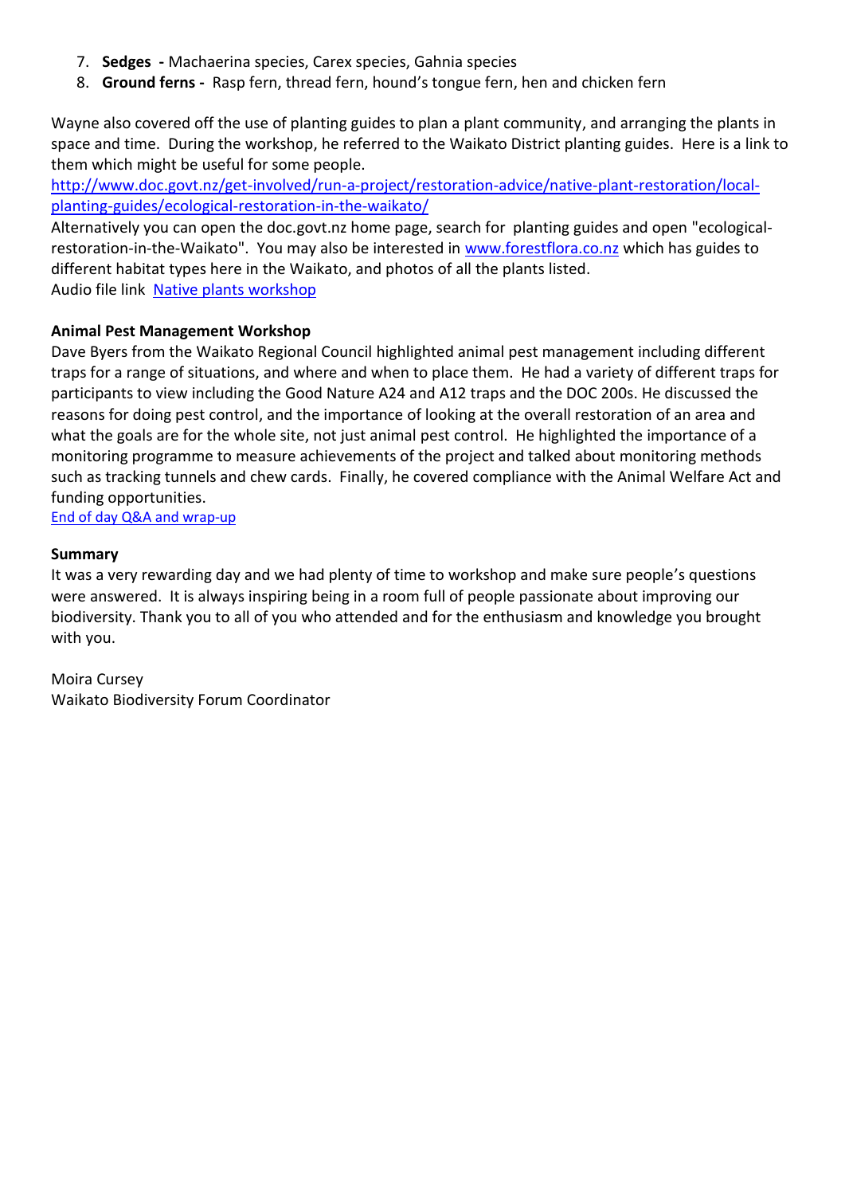7. **Sedges -** Machaerina species, Carex species, Gahnia species
8. **Ground ferns -** Rasp fern, thread fern, hound's tongue fern, hen and chicken fern

Wayne also covered off the use of planting guides to plan a plant community, and arranging the plants in space and time. During the workshop, he referred to the Waikato District planting guides. Here is a link to them which might be useful for some people.
http://www.doc.govt.nz/get-involved/run-a-project/restoration-advice/native-plant-restoration/local-planting-guides/ecological-restoration-in-the-waikato/
Alternatively you can open the doc.govt.nz home page, search for planting guides and open "ecological-restoration-in-the-Waikato". You may also be interested in www.forestflora.co.nz which has guides to different habitat types here in the Waikato, and photos of all the plants listed.
Audio file link Native plants workshop

**Animal Pest Management Workshop**
Dave Byers from the Waikato Regional Council highlighted animal pest management including different traps for a range of situations, and where and when to place them. He had a variety of different traps for participants to view including the Good Nature A24 and A12 traps and the DOC 200s. He discussed the reasons for doing pest control, and the importance of looking at the overall restoration of an area and what the goals are for the whole site, not just animal pest control. He highlighted the importance of a monitoring programme to measure achievements of the project and talked about monitoring methods such as tracking tunnels and chew cards. Finally, he covered compliance with the Animal Welfare Act and funding opportunities.
End of day Q&A and wrap-up

**Summary**
It was a very rewarding day and we had plenty of time to workshop and make sure people's questions were answered. It is always inspiring being in a room full of people passionate about improving our biodiversity. Thank you to all of you who attended and for the enthusiasm and knowledge you brought with you.

Moira Cursey
Waikato Biodiversity Forum Coordinator